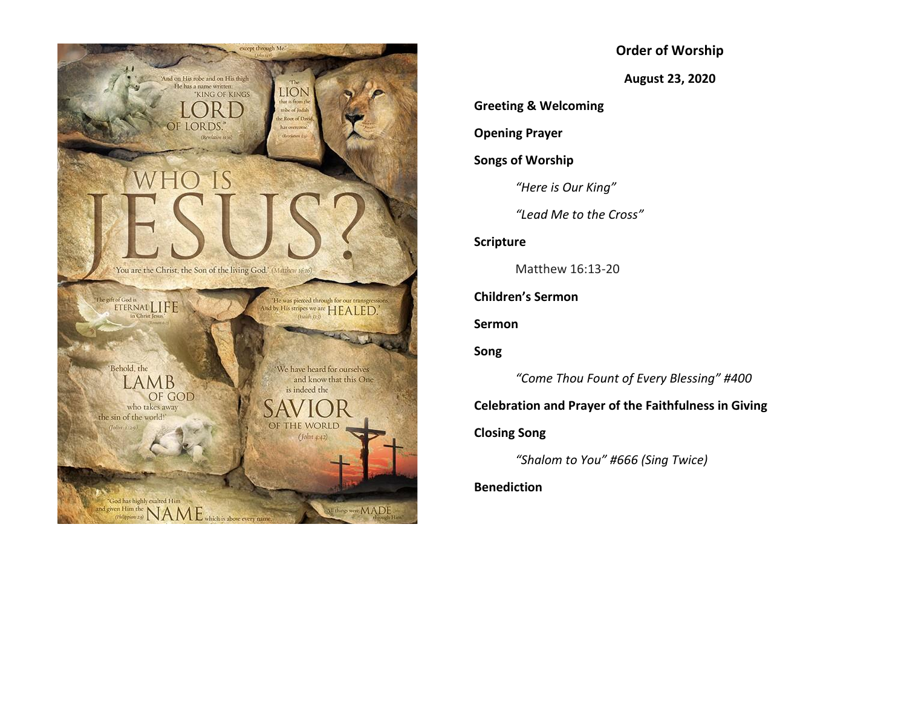## Order of Worship

**August 23, 2020**

**Greeting & Welcoming**

**Opening Prayer**

**Songs of Worship**

*"Here is Our King"*

*"Lead Me to the Cross"*

**Scripture**

Matthew 16:13-20

**Children's Sermon**

**Sermon**

**Song**

*"Come Thou Fount of Every Blessing" #400*

**Celebration and Prayer of the Faithfulness in Giving**

**Closing Song**

*"Shalom to You" #666 (Sing Twice)*

**Benediction**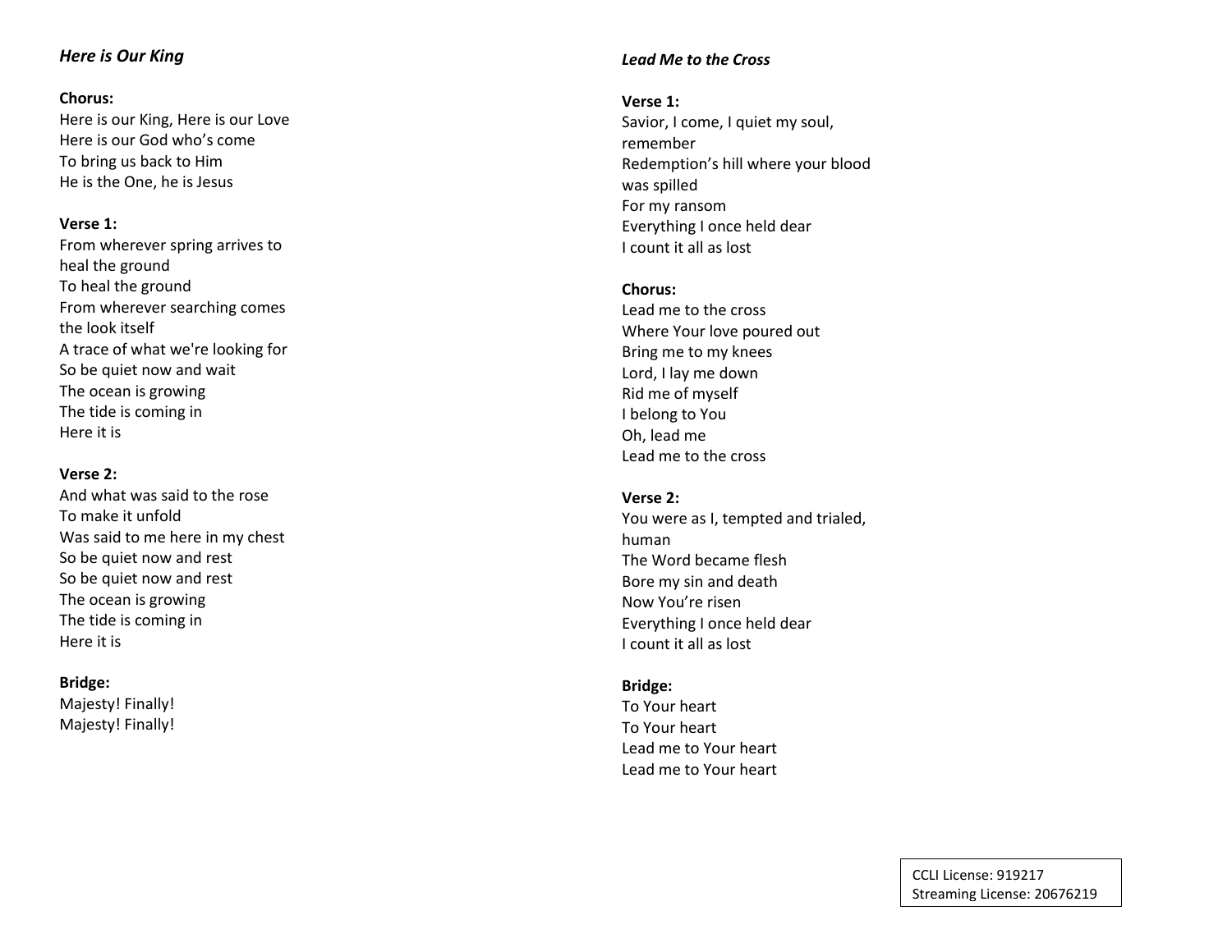### *Here is Our King*

**Chorus:**
Here is our King, Here is our Love
Here is our God who's come
To bring us back to Him
He is the One, he is Jesus

**Verse 1:**
From wherever spring arrives to heal the ground
To heal the ground
From wherever searching comes the look itself
A trace of what we're looking for
So be quiet now and wait
The ocean is growing
The tide is coming in
Here it is

**Verse 2:**
And what was said to the rose
To make it unfold
Was said to me here in my chest
So be quiet now and rest
So be quiet now and rest
The ocean is growing
The tide is coming in
Here it is

**Bridge:**
Majesty! Finally!
Majesty! Finally!

### *Lead Me to the Cross*

**Verse 1:**
Savior, I come, I quiet my soul, remember
Redemption's hill where your blood was spilled
For my ransom
Everything I once held dear
I count it all as lost

**Chorus:**
Lead me to the cross
Where Your love poured out
Bring me to my knees
Lord, I lay me down
Rid me of myself
I belong to You
Oh, lead me
Lead me to the cross

**Verse 2:**
You were as I, tempted and trialed, human
The Word became flesh
Bore my sin and death
Now You're risen
Everything I once held dear
I count it all as lost

**Bridge:**
To Your heart
To Your heart
Lead me to Your heart
Lead me to Your heart

CCLI License: 919217
Streaming License: 20676219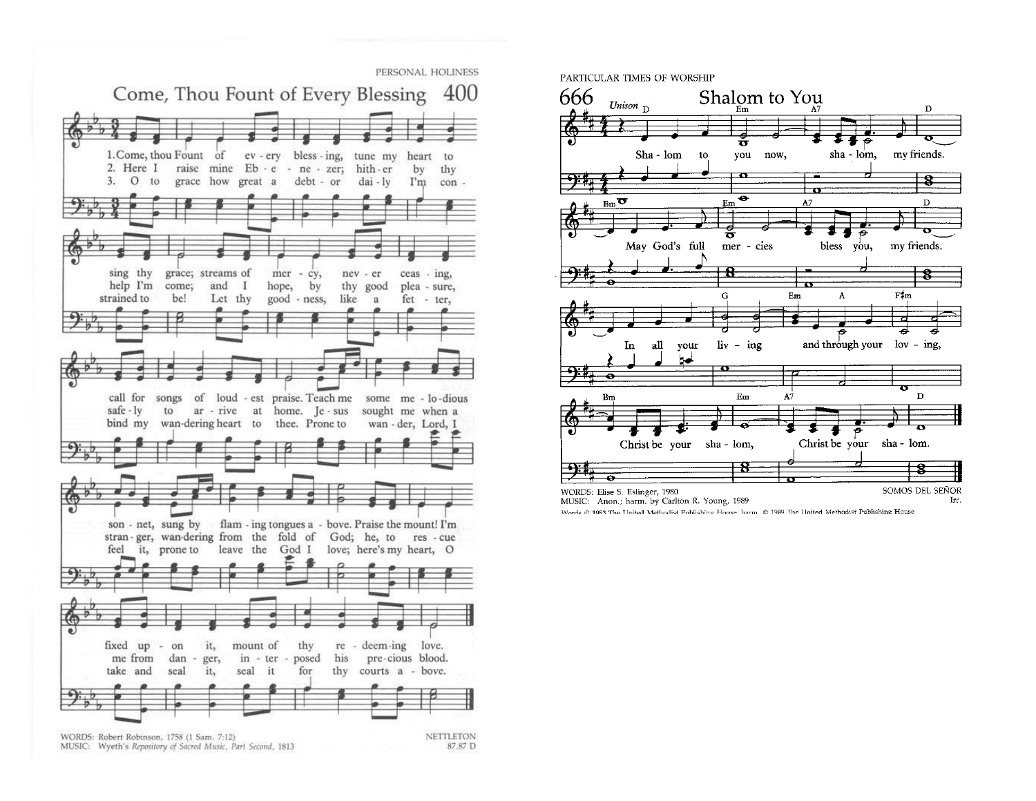# Come, Thou Fount of Every Blessing

1. Come, thou Fount of every blessing, tune my heart to sing thy grace; streams of mercy, never ceasing, call for songs of loudest praise. Teach me some melodious sonnet, sung by flaming tongues above. Praise the mount! I'm fixed upon it, mount of thy redeeming love.

2. Here I raise mine Ebenezer; hither by thy help I'm come; and I hope, by thy good pleasure, safely to arrive at home. Jesus sought me when a stranger, wandering from the fold of God; he, to rescue me from danger, interposed his precious blood.

3. O to grace how great a debtor daily I'm constrained to be! Let thy goodness, like a fetter, bind my wandering heart to thee. Prone to wander, Lord, I feel it, prone to leave the God I love; here's my heart, O take and seal it, seal it for thy courts above.

WORDS: Robert Robinson, 1758 (1 Sam. 7:12)
MUSIC: Wyeth's *Repository of Sacred Music, Part Second*, 1813

NETTLETON
87.87 D

# Shalom to You

*Unison*

Shalom to you now, shalom, my friends.
May God's full mercies bless you, my friends.
In all your living and through your loving,
Christ be your shalom, Christ be your shalom.

WORDS: Elise S. Eslinger, 1980
MUSIC: Anon.; harm. by Carlton R. Young, 1989

SOMOS DEL SEÑOR
Irr.

Words © 1983 The United Methodist Publishing House; harm. © 1989 The United Methodist Publishing House